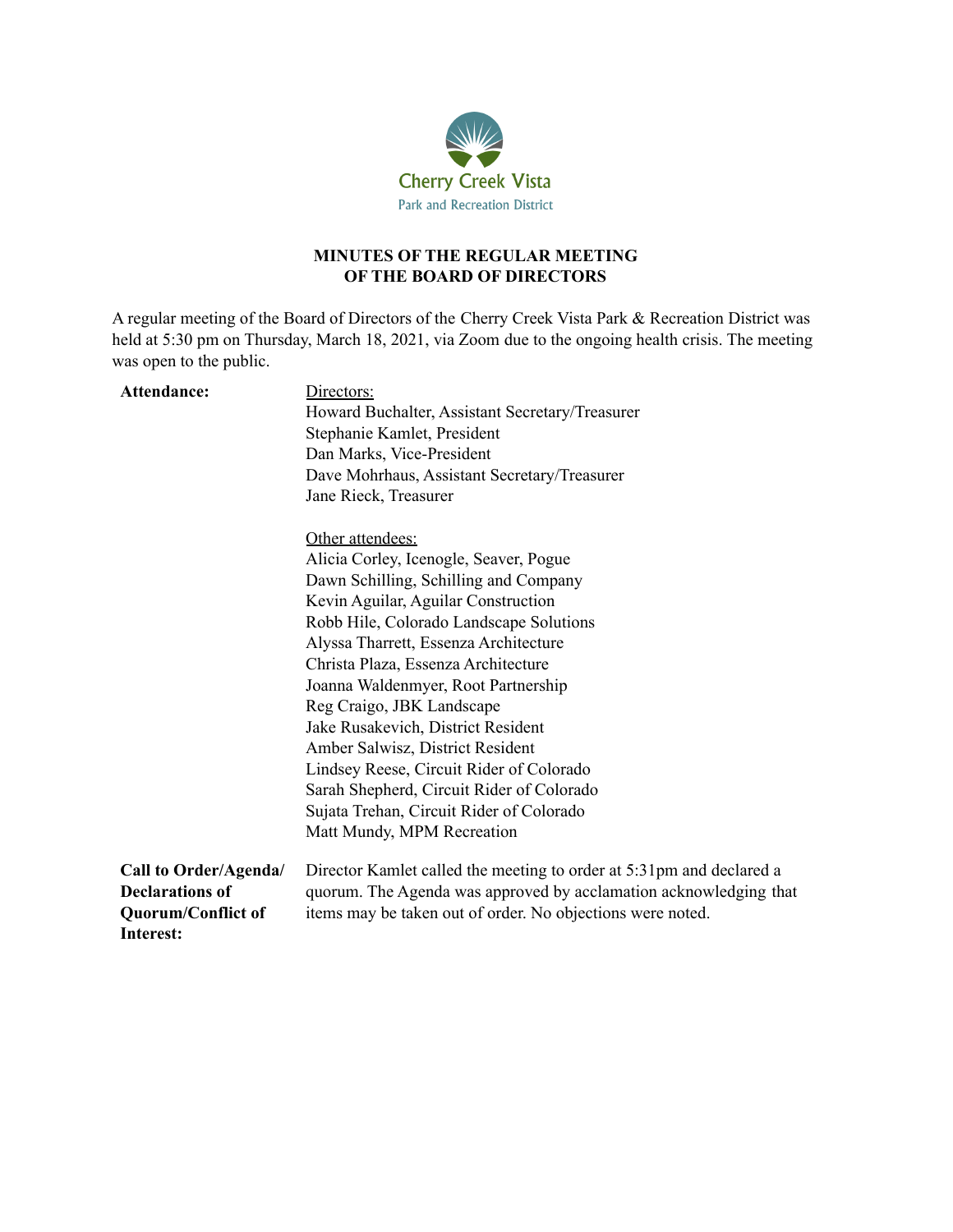Cherry Creek Vista
Park and Recreation District

# MINUTES OF THE REGULAR MEETING OF THE BOARD OF DIRECTORS

A regular meeting of the Board of Directors of the Cherry Creek Vista Park & Recreation District was held at 5:30 pm on Thursday, March 18, 2021, via Zoom due to the ongoing health crisis. The meeting was open to the public.

**Attendance:**

Directors:
Howard Buchalter, Assistant Secretary/Treasurer
Stephanie Kamlet, President
Dan Marks, Vice-President
Dave Mohrhaus, Assistant Secretary/Treasurer
Jane Rieck, Treasurer

Other attendees:
Alicia Corley, Icenogle, Seaver, Pogue
Dawn Schilling, Schilling and Company
Kevin Aguilar, Aguilar Construction
Robb Hile, Colorado Landscape Solutions
Alyssa Tharrett, Essenza Architecture
Christa Plaza, Essenza Architecture
Joanna Waldenmyer, Root Partnership
Reg Craigo, JBK Landscape
Jake Rusakevich, District Resident
Amber Salwisz, District Resident
Lindsey Reese, Circuit Rider of Colorado
Sarah Shepherd, Circuit Rider of Colorado
Sujata Trehan, Circuit Rider of Colorado
Matt Mundy, MPM Recreation

**Call to Order/Agenda/ Declarations of Quorum/Conflict of Interest:**

Director Kamlet called the meeting to order at 5:31pm and declared a quorum. The Agenda was approved by acclamation acknowledging that items may be taken out of order. No objections were noted.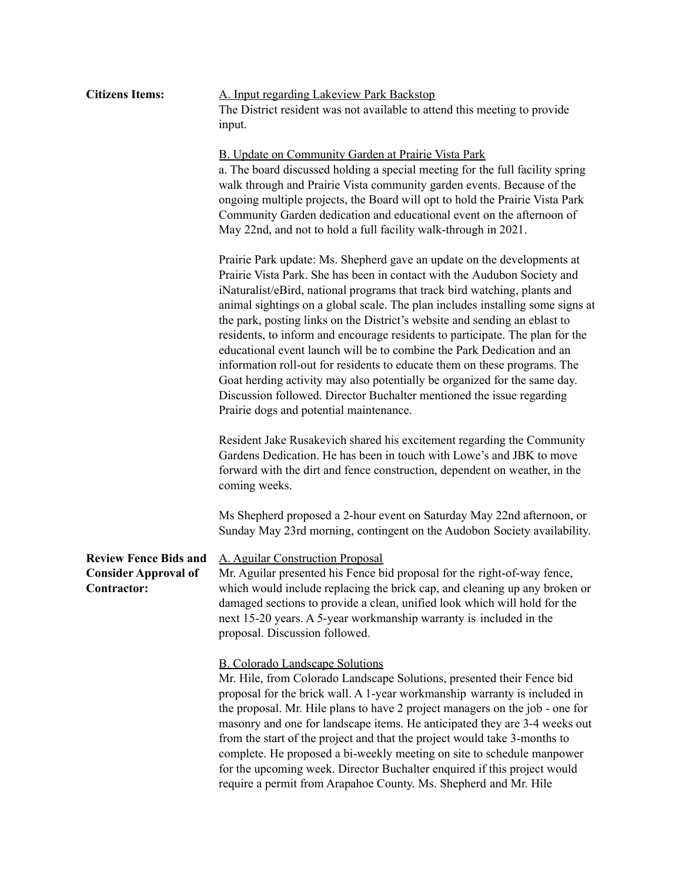**Citizens Items:**

A. Input regarding Lakeview Park Backstop

The District resident was not available to attend this meeting to provide input.

B. Update on Community Garden at Prairie Vista Park

a. The board discussed holding a special meeting for the full facility spring walk through and Prairie Vista community garden events. Because of the ongoing multiple projects, the Board will opt to hold the Prairie Vista Park Community Garden dedication and educational event on the afternoon of May 22nd, and not to hold a full facility walk-through in 2021.

Prairie Park update: Ms. Shepherd gave an update on the developments at Prairie Vista Park. She has been in contact with the Audubon Society and iNaturalist/eBird, national programs that track bird watching, plants and animal sightings on a global scale. The plan includes installing some signs at the park, posting links on the District's website and sending an eblast to residents, to inform and encourage residents to participate. The plan for the educational event launch will be to combine the Park Dedication and an information roll-out for residents to educate them on these programs. The Goat herding activity may also potentially be organized for the same day. Discussion followed. Director Buchalter mentioned the issue regarding Prairie dogs and potential maintenance.

Resident Jake Rusakevich shared his excitement regarding the Community Gardens Dedication. He has been in touch with Lowe's and JBK to move forward with the dirt and fence construction, dependent on weather, in the coming weeks.

Ms Shepherd proposed a 2-hour event on Saturday May 22nd afternoon, or Sunday May 23rd morning, contingent on the Audubon Society availability.

**Review Fence Bids and Consider Approval of Contractor:**

A. Aguilar Construction Proposal

Mr. Aguilar presented his Fence bid proposal for the right-of-way fence, which would include replacing the brick cap, and cleaning up any broken or damaged sections to provide a clean, unified look which will hold for the next 15-20 years. A 5-year workmanship warranty is included in the proposal. Discussion followed.

B. Colorado Landscape Solutions

Mr. Hile, from Colorado Landscape Solutions, presented their Fence bid proposal for the brick wall. A 1-year workmanship warranty is included in the proposal. Mr. Hile plans to have 2 project managers on the job - one for masonry and one for landscape items. He anticipated they are 3-4 weeks out from the start of the project and that the project would take 3-months to complete. He proposed a bi-weekly meeting on site to schedule manpower for the upcoming week. Director Buchalter enquired if this project would require a permit from Arapahoe County. Ms. Shepherd and Mr. Hile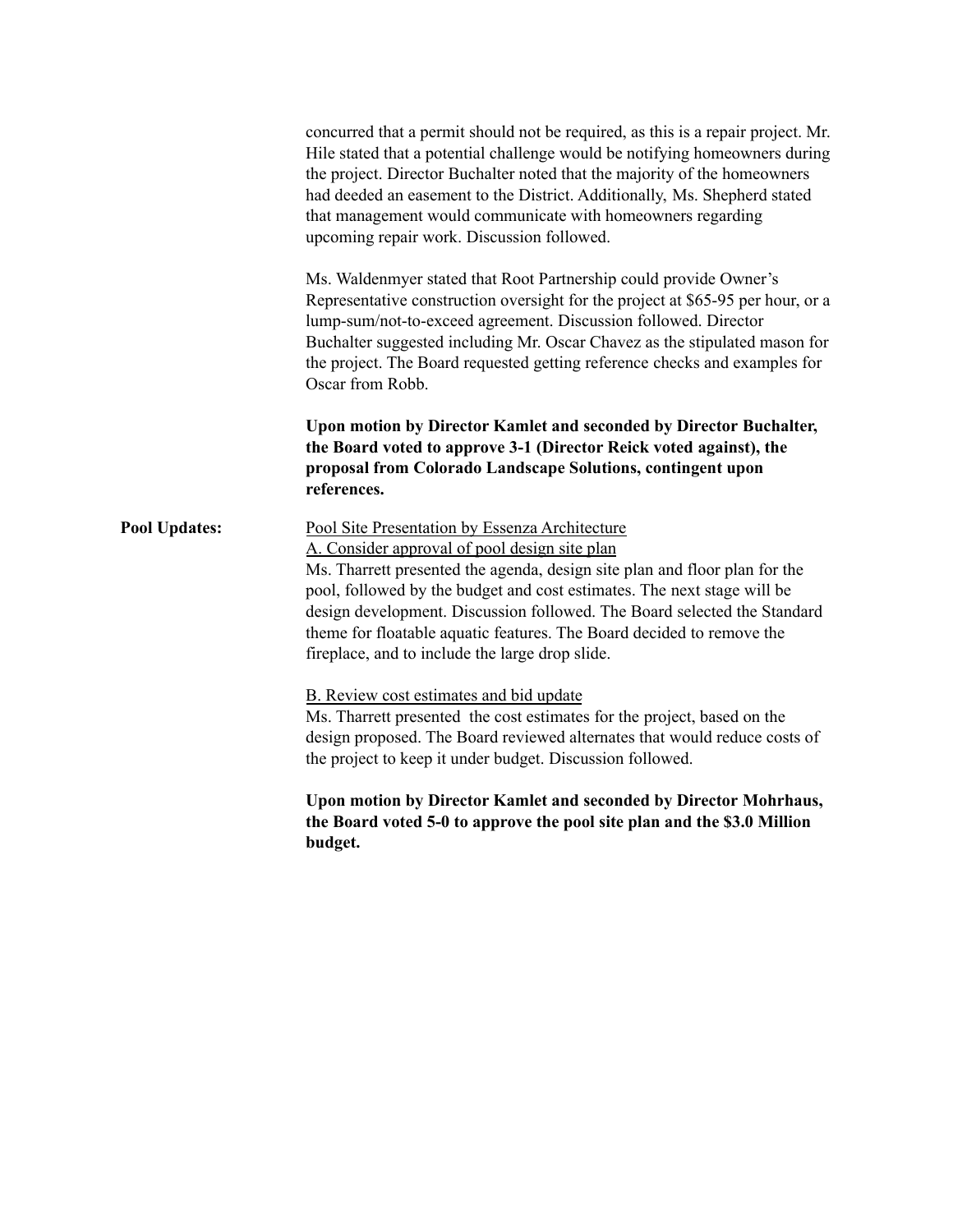concurred that a permit should not be required, as this is a repair project. Mr. Hile stated that a potential challenge would be notifying homeowners during the project. Director Buchalter noted that the majority of the homeowners had deeded an easement to the District. Additionally, Ms. Shepherd stated that management would communicate with homeowners regarding upcoming repair work. Discussion followed.

Ms. Waldenmyer stated that Root Partnership could provide Owner's Representative construction oversight for the project at $65-95 per hour, or a lump-sum/not-to-exceed agreement. Discussion followed. Director Buchalter suggested including Mr. Oscar Chavez as the stipulated mason for the project. The Board requested getting reference checks and examples for Oscar from Robb.

**Upon motion by Director Kamlet and seconded by Director Buchalter, the Board voted to approve 3-1 (Director Reick voted against), the proposal from Colorado Landscape Solutions, contingent upon references.**

**Pool Updates:**

Pool Site Presentation by Essenza Architecture

A. Consider approval of pool design site plan

Ms. Tharrett presented the agenda, design site plan and floor plan for the pool, followed by the budget and cost estimates. The next stage will be design development. Discussion followed. The Board selected the Standard theme for floatable aquatic features. The Board decided to remove the fireplace, and to include the large drop slide.

B. Review cost estimates and bid update

Ms. Tharrett presented the cost estimates for the project, based on the design proposed. The Board reviewed alternates that would reduce costs of the project to keep it under budget. Discussion followed.

**Upon motion by Director Kamlet and seconded by Director Mohrhaus, the Board voted 5-0 to approve the pool site plan and the $3.0 Million budget.**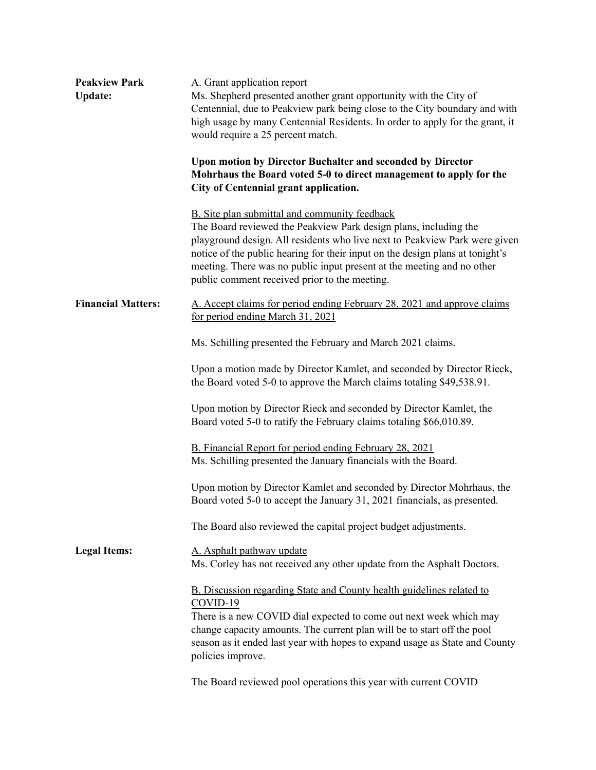**Peakview Park Update:**

<u>A. Grant application report</u>
Ms. Shepherd presented another grant opportunity with the City of Centennial, due to Peakview park being close to the City boundary and with high usage by many Centennial Residents. In order to apply for the grant, it would require a 25 percent match.

**Upon motion by Director Buchalter and seconded by Director Mohrhaus the Board voted 5-0 to direct management to apply for the City of Centennial grant application.**

<u>B. Site plan submittal and community feedback</u>
The Board reviewed the Peakview Park design plans, including the playground design. All residents who live next to Peakview Park were given notice of the public hearing for their input on the design plans at tonight's meeting. There was no public input present at the meeting and no other public comment received prior to the meeting.

**Financial Matters:**

<u>A. Accept claims for period ending February 28, 2021 and approve claims for period ending March 31, 2021</u>

Ms. Schilling presented the February and March 2021 claims.

Upon a motion made by Director Kamlet, and seconded by Director Rieck, the Board voted 5-0 to approve the March claims totaling $49,538.91.

Upon motion by Director Rieck and seconded by Director Kamlet, the Board voted 5-0 to ratify the February claims totaling $66,010.89.

<u>B. Financial Report for period ending February 28, 2021</u>
Ms. Schilling presented the January financials with the Board.

Upon motion by Director Kamlet and seconded by Director Mohrhaus, the Board voted 5-0 to accept the January 31, 2021 financials, as presented.

The Board also reviewed the capital project budget adjustments.

**Legal Items:**

<u>A. Asphalt pathway update</u>
Ms. Corley has not received any other update from the Asphalt Doctors.

<u>B. Discussion regarding State and County health guidelines related to COVID-19</u>
There is a new COVID dial expected to come out next week which may change capacity amounts. The current plan will be to start off the pool season as it ended last year with hopes to expand usage as State and County policies improve.

The Board reviewed pool operations this year with current COVID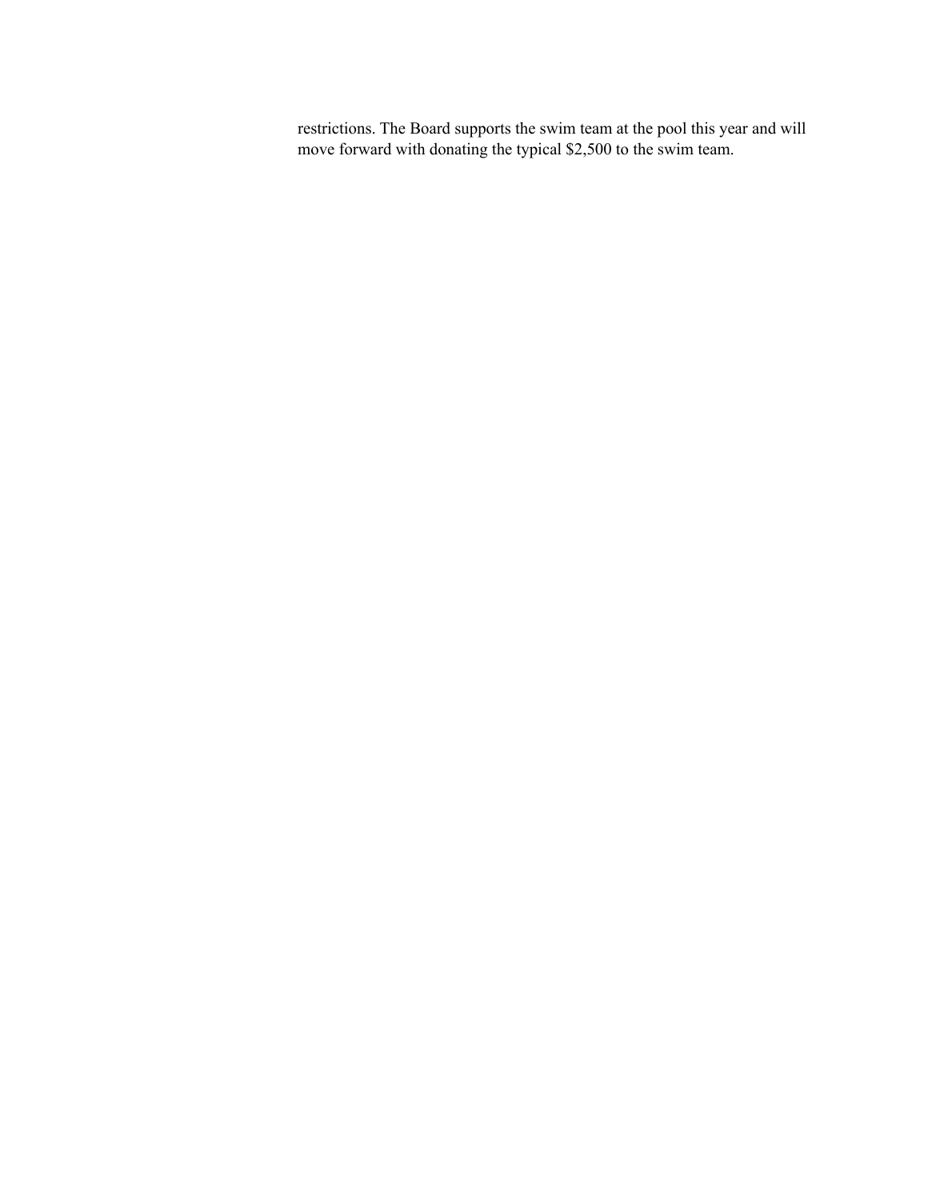restrictions. The Board supports the swim team at the pool this year and will move forward with donating the typical $2,500 to the swim team.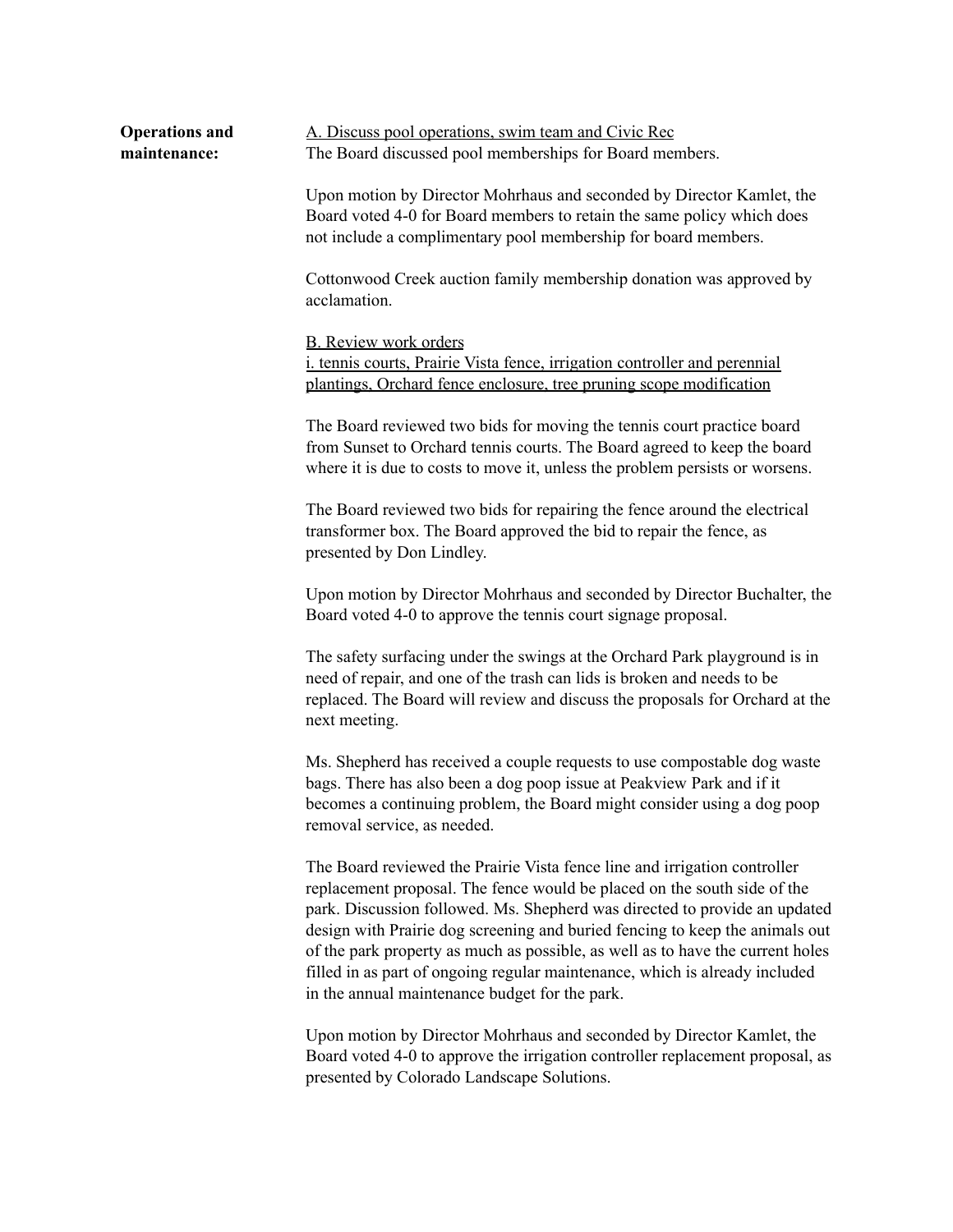**Operations and maintenance:**

A. Discuss pool operations, swim team and Civic Rec

The Board discussed pool memberships for Board members.

Upon motion by Director Mohrhaus and seconded by Director Kamlet, the Board voted 4-0 for Board members to retain the same policy which does not include a complimentary pool membership for board members.

Cottonwood Creek auction family membership donation was approved by acclamation.

B. Review work orders

i. tennis courts, Prairie Vista fence, irrigation controller and perennial plantings, Orchard fence enclosure, tree pruning scope modification

The Board reviewed two bids for moving the tennis court practice board from Sunset to Orchard tennis courts. The Board agreed to keep the board where it is due to costs to move it, unless the problem persists or worsens.

The Board reviewed two bids for repairing the fence around the electrical transformer box. The Board approved the bid to repair the fence, as presented by Don Lindley.

Upon motion by Director Mohrhaus and seconded by Director Buchalter, the Board voted 4-0 to approve the tennis court signage proposal.

The safety surfacing under the swings at the Orchard Park playground is in need of repair, and one of the trash can lids is broken and needs to be replaced. The Board will review and discuss the proposals for Orchard at the next meeting.

Ms. Shepherd has received a couple requests to use compostable dog waste bags. There has also been a dog poop issue at Peakview Park and if it becomes a continuing problem, the Board might consider using a dog poop removal service, as needed.

The Board reviewed the Prairie Vista fence line and irrigation controller replacement proposal. The fence would be placed on the south side of the park. Discussion followed. Ms. Shepherd was directed to provide an updated design with Prairie dog screening and buried fencing to keep the animals out of the park property as much as possible, as well as to have the current holes filled in as part of ongoing regular maintenance, which is already included in the annual maintenance budget for the park.

Upon motion by Director Mohrhaus and seconded by Director Kamlet, the Board voted 4-0 to approve the irrigation controller replacement proposal, as presented by Colorado Landscape Solutions.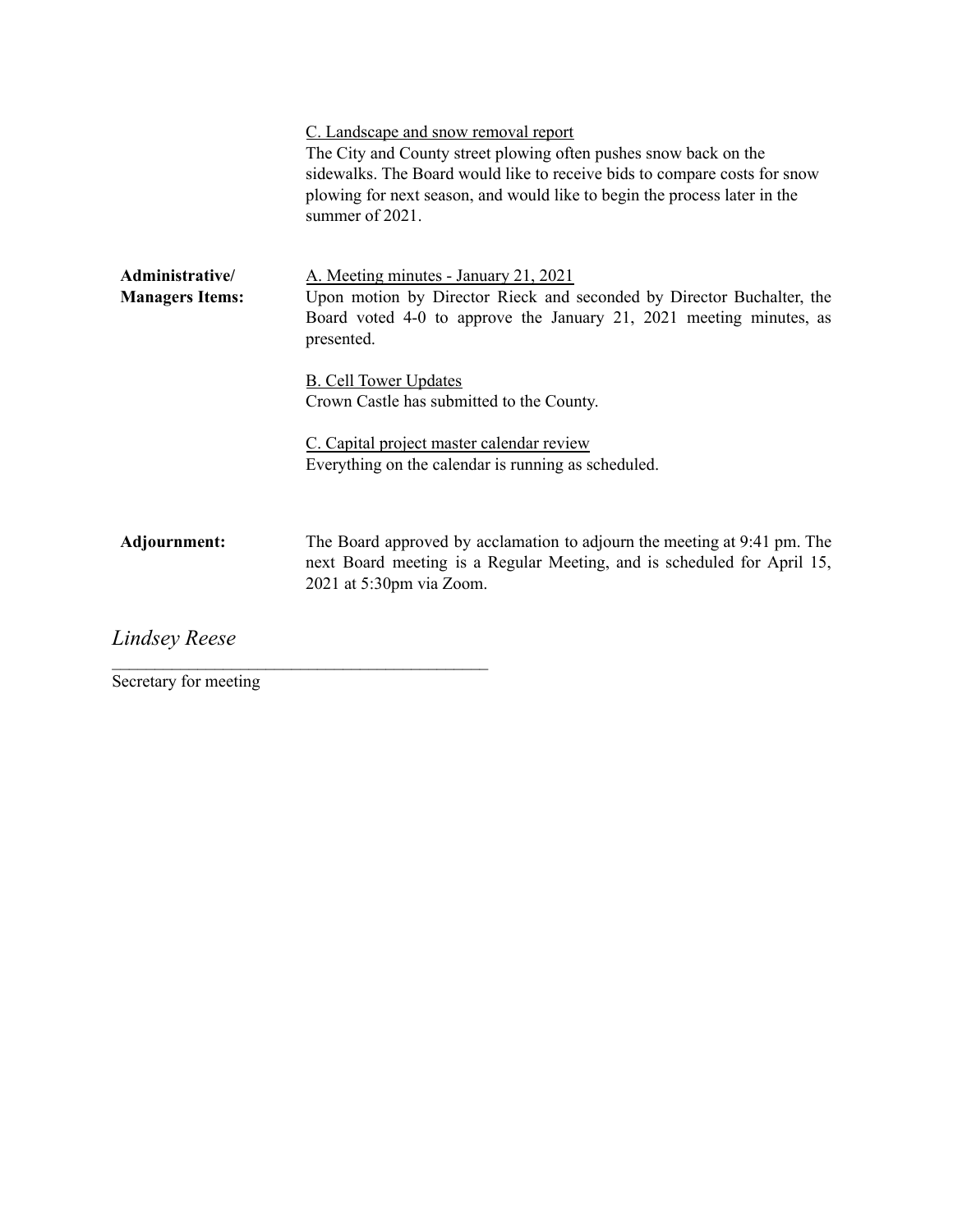C. Landscape and snow removal report

The City and County street plowing often pushes snow back on the sidewalks. The Board would like to receive bids to compare costs for snow plowing for next season, and would like to begin the process later in the summer of 2021.

**Administrative/ Managers Items:**

A. Meeting minutes - January 21, 2021

Upon motion by Director Rieck and seconded by Director Buchalter, the Board voted 4-0 to approve the January 21, 2021 meeting minutes, as presented.

B. Cell Tower Updates

Crown Castle has submitted to the County.

C. Capital project master calendar review

Everything on the calendar is running as scheduled.

**Adjournment:**

The Board approved by acclamation to adjourn the meeting at 9:41 pm. The next Board meeting is a Regular Meeting, and is scheduled for April 15, 2021 at 5:30pm via Zoom.

*Lindsey Reese*

______________________________________________

Secretary for meeting